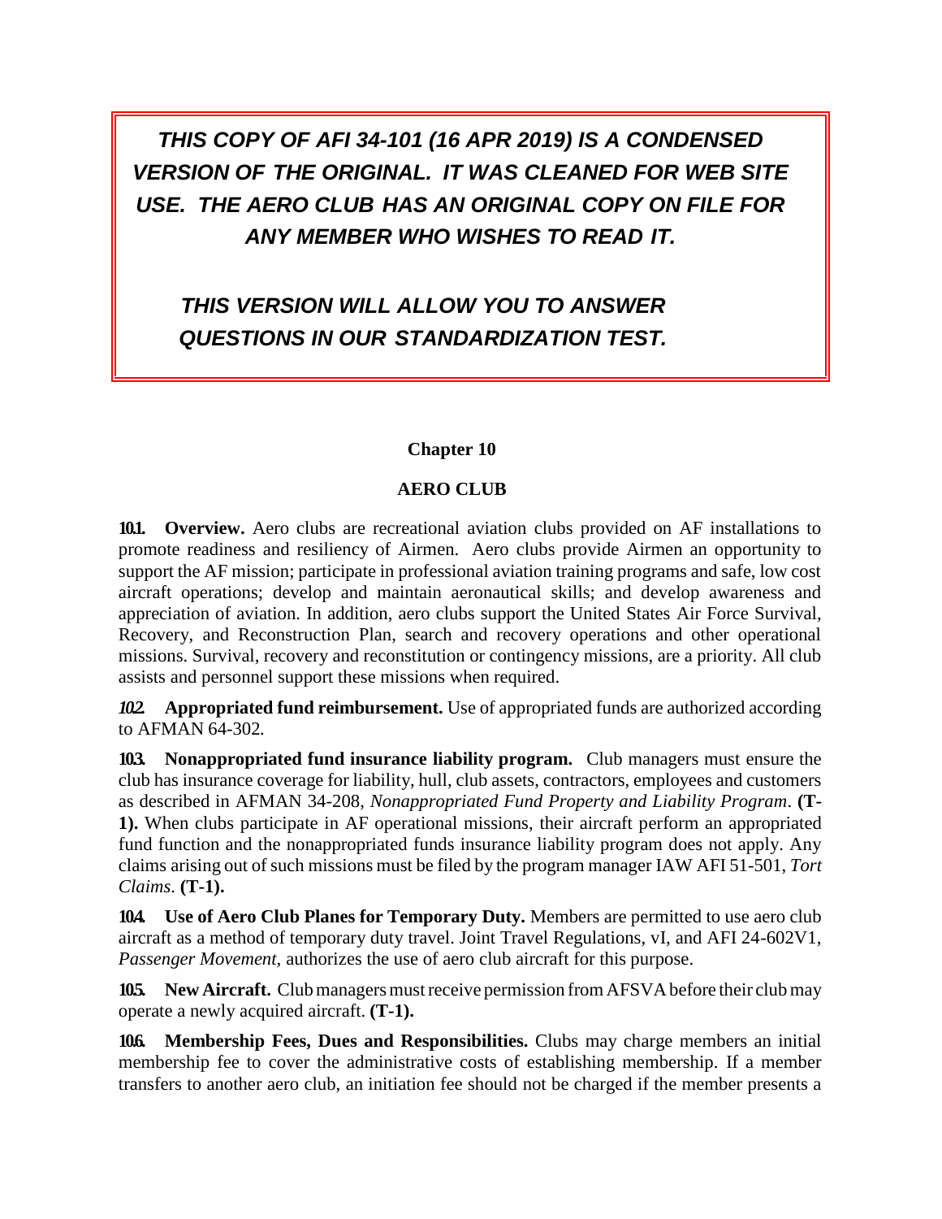***THIS COPY OF AFI 34-101 (16 APR 2019) IS A CONDENSED VERSION OF THE ORIGINAL. IT WAS CLEANED FOR WEB SITE USE. THE AERO CLUB HAS AN ORIGINAL COPY ON FILE FOR ANY MEMBER WHO WISHES TO READ IT.***

***THIS VERSION WILL ALLOW YOU TO ANSWER QUESTIONS IN OUR STANDARDIZATION TEST.***

# Chapter 10

## AERO CLUB

**10.1. Overview.** Aero clubs are recreational aviation clubs provided on AF installations to promote readiness and resiliency of Airmen. Aero clubs provide Airmen an opportunity to support the AF mission; participate in professional aviation training programs and safe, low cost aircraft operations; develop and maintain aeronautical skills; and develop awareness and appreciation of aviation. In addition, aero clubs support the United States Air Force Survival, Recovery, and Reconstruction Plan, search and recovery operations and other operational missions. Survival, recovery and reconstitution or contingency missions, are a priority. All club assists and personnel support these missions when required.

***10.2.*** **Appropriated fund reimbursement.** Use of appropriated funds are authorized according to AFMAN 64-302.

**10.3. Nonappropriated fund insurance liability program.** Club managers must ensure the club has insurance coverage for liability, hull, club assets, contractors, employees and customers as described in AFMAN 34-208, *Nonappropriated Fund Property and Liability Program*. **(T-1).** When clubs participate in AF operational missions, their aircraft perform an appropriated fund function and the nonappropriated funds insurance liability program does not apply. Any claims arising out of such missions must be filed by the program manager IAW AFI 51-501, *Tort Claims*. **(T-1).**

**10.4. Use of Aero Club Planes for Temporary Duty.** Members are permitted to use aero club aircraft as a method of temporary duty travel. Joint Travel Regulations, vI, and AFI 24-602V1, *Passenger Movement*, authorizes the use of aero club aircraft for this purpose.

**10.5. New Aircraft.** Club managers must receive permission from AFSVA before their club may operate a newly acquired aircraft. **(T-1).**

**10.6. Membership Fees, Dues and Responsibilities.** Clubs may charge members an initial membership fee to cover the administrative costs of establishing membership. If a member transfers to another aero club, an initiation fee should not be charged if the member presents a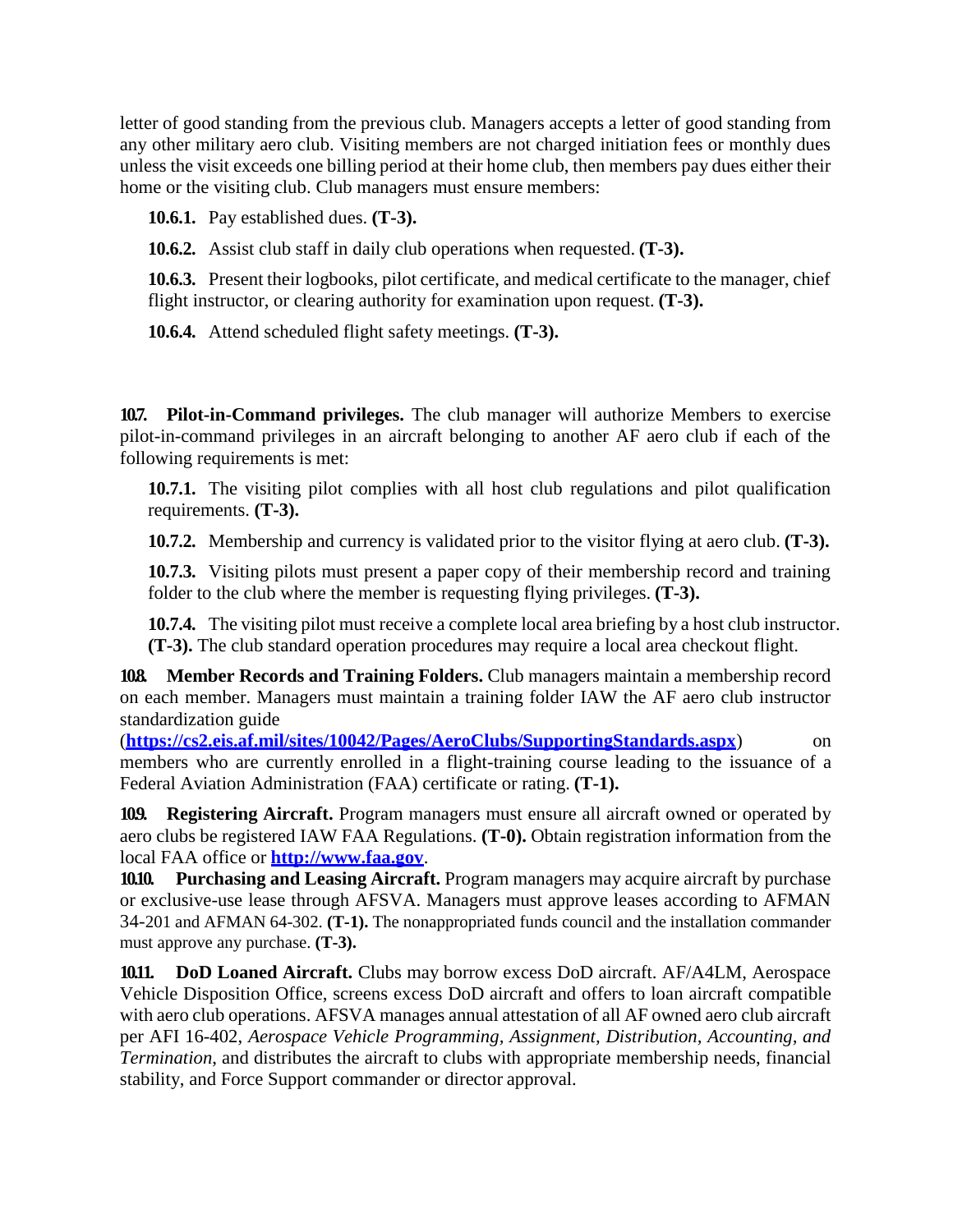letter of good standing from the previous club. Managers accepts a letter of good standing from any other military aero club. Visiting members are not charged initiation fees or monthly dues unless the visit exceeds one billing period at their home club, then members pay dues either their home or the visiting club. Club managers must ensure members:

**10.6.1.** Pay established dues. **(T-3).**

**10.6.2.** Assist club staff in daily club operations when requested. **(T-3).**

**10.6.3.** Present their logbooks, pilot certificate, and medical certificate to the manager, chief flight instructor, or clearing authority for examination upon request. **(T-3).**

**10.6.4.** Attend scheduled flight safety meetings. **(T-3).**

**10.7. Pilot-in-Command privileges.** The club manager will authorize Members to exercise pilot-in-command privileges in an aircraft belonging to another AF aero club if each of the following requirements is met:

**10.7.1.** The visiting pilot complies with all host club regulations and pilot qualification requirements. **(T-3).**

**10.7.2.** Membership and currency is validated prior to the visitor flying at aero club. **(T-3).**

**10.7.3.** Visiting pilots must present a paper copy of their membership record and training folder to the club where the member is requesting flying privileges. **(T-3).**

**10.7.4.** The visiting pilot must receive a complete local area briefing by a host club instructor. **(T-3).** The club standard operation procedures may require a local area checkout flight.

**10.8. Member Records and Training Folders.** Club managers maintain a membership record on each member. Managers must maintain a training folder IAW the AF aero club instructor standardization guide (**https://cs2.eis.af.mil/sites/10042/Pages/AeroClubs/SupportingStandards.aspx**) on members who are currently enrolled in a flight-training course leading to the issuance of a Federal Aviation Administration (FAA) certificate or rating. **(T-1).**

**10.9. Registering Aircraft.** Program managers must ensure all aircraft owned or operated by aero clubs be registered IAW FAA Regulations. **(T-0).** Obtain registration information from the local FAA office or **http://www.faa.gov**.

**10.10. Purchasing and Leasing Aircraft.** Program managers may acquire aircraft by purchase or exclusive-use lease through AFSVA. Managers must approve leases according to AFMAN 34-201 and AFMAN 64-302. **(T-1).** The nonappropriated funds council and the installation commander must approve any purchase. **(T-3).**

**10.11. DoD Loaned Aircraft.** Clubs may borrow excess DoD aircraft. AF/A4LM, Aerospace Vehicle Disposition Office, screens excess DoD aircraft and offers to loan aircraft compatible with aero club operations. AFSVA manages annual attestation of all AF owned aero club aircraft per AFI 16-402, *Aerospace Vehicle Programming, Assignment, Distribution, Accounting, and Termination*, and distributes the aircraft to clubs with appropriate membership needs, financial stability, and Force Support commander or director approval.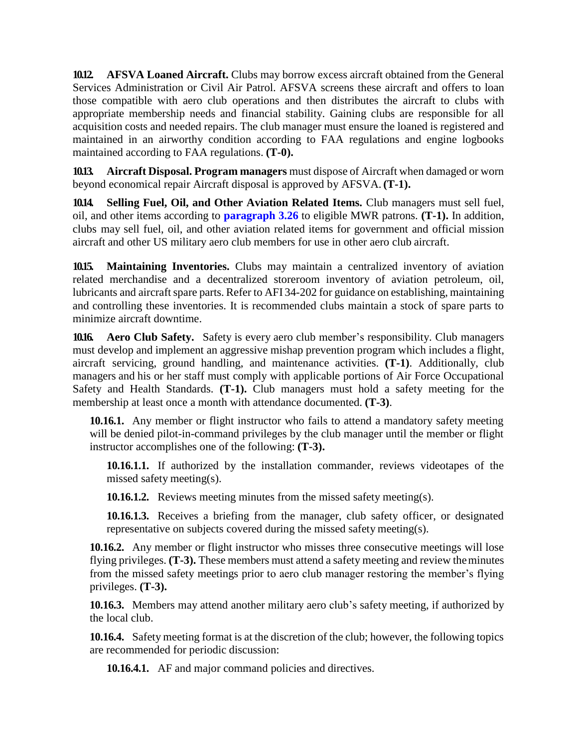**10.12. AFSVA Loaned Aircraft.** Clubs may borrow excess aircraft obtained from the General Services Administration or Civil Air Patrol. AFSVA screens these aircraft and offers to loan those compatible with aero club operations and then distributes the aircraft to clubs with appropriate membership needs and financial stability. Gaining clubs are responsible for all acquisition costs and needed repairs. The club manager must ensure the loaned is registered and maintained in an airworthy condition according to FAA regulations and engine logbooks maintained according to FAA regulations. **(T-0).**

**10.13. Aircraft Disposal. Program managers** must dispose of Aircraft when damaged or worn beyond economical repair Aircraft disposal is approved by AFSVA. **(T-1).**

**10.14. Selling Fuel, Oil, and Other Aviation Related Items.** Club managers must sell fuel, oil, and other items according to **paragraph 3.26** to eligible MWR patrons. **(T-1).** In addition, clubs may sell fuel, oil, and other aviation related items for government and official mission aircraft and other US military aero club members for use in other aero club aircraft.

**10.15. Maintaining Inventories.** Clubs may maintain a centralized inventory of aviation related merchandise and a decentralized storeroom inventory of aviation petroleum, oil, lubricants and aircraft spare parts. Refer to AFI 34-202 for guidance on establishing, maintaining and controlling these inventories. It is recommended clubs maintain a stock of spare parts to minimize aircraft downtime.

**10.16. Aero Club Safety.** Safety is every aero club member's responsibility. Club managers must develop and implement an aggressive mishap prevention program which includes a flight, aircraft servicing, ground handling, and maintenance activities. **(T-1)**. Additionally, club managers and his or her staff must comply with applicable portions of Air Force Occupational Safety and Health Standards. **(T-1).** Club managers must hold a safety meeting for the membership at least once a month with attendance documented. **(T-3)**.

**10.16.1.** Any member or flight instructor who fails to attend a mandatory safety meeting will be denied pilot-in-command privileges by the club manager until the member or flight instructor accomplishes one of the following: **(T-3).**

**10.16.1.1.** If authorized by the installation commander, reviews videotapes of the missed safety meeting(s).

**10.16.1.2.** Reviews meeting minutes from the missed safety meeting(s).

**10.16.1.3.** Receives a briefing from the manager, club safety officer, or designated representative on subjects covered during the missed safety meeting(s).

**10.16.2.** Any member or flight instructor who misses three consecutive meetings will lose flying privileges. **(T-3).** These members must attend a safety meeting and review the minutes from the missed safety meetings prior to aero club manager restoring the member's flying privileges. **(T-3).**

**10.16.3.** Members may attend another military aero club's safety meeting, if authorized by the local club.

**10.16.4.** Safety meeting format is at the discretion of the club; however, the following topics are recommended for periodic discussion:

**10.16.4.1.** AF and major command policies and directives.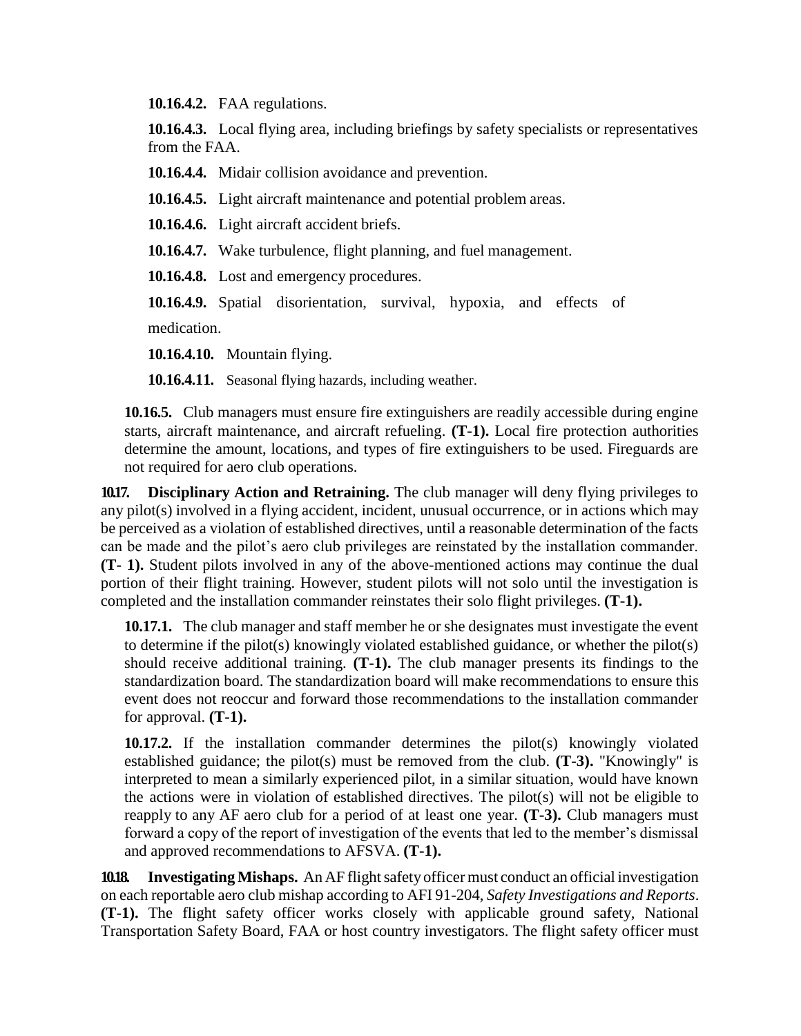**10.16.4.2.** FAA regulations.

**10.16.4.3.** Local flying area, including briefings by safety specialists or representatives from the FAA.

**10.16.4.4.** Midair collision avoidance and prevention.

**10.16.4.5.** Light aircraft maintenance and potential problem areas.

**10.16.4.6.** Light aircraft accident briefs.

**10.16.4.7.** Wake turbulence, flight planning, and fuel management.

**10.16.4.8.** Lost and emergency procedures.

**10.16.4.9.** Spatial disorientation, survival, hypoxia, and effects of medication.

**10.16.4.10.** Mountain flying.

**10.16.4.11.** Seasonal flying hazards, including weather.

**10.16.5.** Club managers must ensure fire extinguishers are readily accessible during engine starts, aircraft maintenance, and aircraft refueling. **(T-1).** Local fire protection authorities determine the amount, locations, and types of fire extinguishers to be used. Fireguards are not required for aero club operations.

**10.17. Disciplinary Action and Retraining.** The club manager will deny flying privileges to any pilot(s) involved in a flying accident, incident, unusual occurrence, or in actions which may be perceived as a violation of established directives, until a reasonable determination of the facts can be made and the pilot's aero club privileges are reinstated by the installation commander. **(T- 1).** Student pilots involved in any of the above-mentioned actions may continue the dual portion of their flight training. However, student pilots will not solo until the investigation is completed and the installation commander reinstates their solo flight privileges. **(T-1).**

**10.17.1.** The club manager and staff member he or she designates must investigate the event to determine if the pilot(s) knowingly violated established guidance, or whether the pilot(s) should receive additional training. **(T-1).** The club manager presents its findings to the standardization board. The standardization board will make recommendations to ensure this event does not reoccur and forward those recommendations to the installation commander for approval. **(T-1).**

**10.17.2.** If the installation commander determines the pilot(s) knowingly violated established guidance; the pilot(s) must be removed from the club. **(T-3).** "Knowingly" is interpreted to mean a similarly experienced pilot, in a similar situation, would have known the actions were in violation of established directives. The pilot(s) will not be eligible to reapply to any AF aero club for a period of at least one year. **(T-3).** Club managers must forward a copy of the report of investigation of the events that led to the member's dismissal and approved recommendations to AFSVA. **(T-1).**

**10.18. Investigating Mishaps.** An AF flight safety officer must conduct an official investigation on each reportable aero club mishap according to AFI 91-204, *Safety Investigations and Reports*. **(T-1).** The flight safety officer works closely with applicable ground safety, National Transportation Safety Board, FAA or host country investigators. The flight safety officer must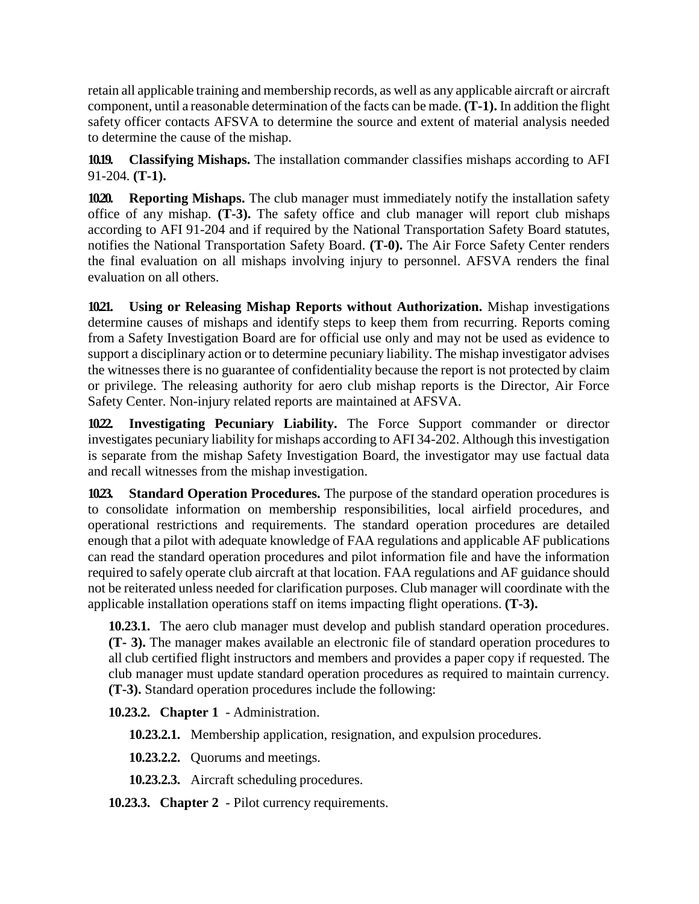retain all applicable training and membership records, as well as any applicable aircraft or aircraft component, until a reasonable determination of the facts can be made. **(T-1).** In addition the flight safety officer contacts AFSVA to determine the source and extent of material analysis needed to determine the cause of the mishap.

**10.19. Classifying Mishaps.** The installation commander classifies mishaps according to AFI 91-204. **(T-1).**

**10.20. Reporting Mishaps.** The club manager must immediately notify the installation safety office of any mishap. **(T-3).** The safety office and club manager will report club mishaps according to AFI 91-204 and if required by the National Transportation Safety Board statutes, notifies the National Transportation Safety Board. **(T-0).** The Air Force Safety Center renders the final evaluation on all mishaps involving injury to personnel. AFSVA renders the final evaluation on all others.

**10.21. Using or Releasing Mishap Reports without Authorization.** Mishap investigations determine causes of mishaps and identify steps to keep them from recurring. Reports coming from a Safety Investigation Board are for official use only and may not be used as evidence to support a disciplinary action or to determine pecuniary liability. The mishap investigator advises the witnesses there is no guarantee of confidentiality because the report is not protected by claim or privilege. The releasing authority for aero club mishap reports is the Director, Air Force Safety Center. Non-injury related reports are maintained at AFSVA.

**10.22. Investigating Pecuniary Liability.** The Force Support commander or director investigates pecuniary liability for mishaps according to AFI 34-202. Although this investigation is separate from the mishap Safety Investigation Board, the investigator may use factual data and recall witnesses from the mishap investigation.

**10.23. Standard Operation Procedures.** The purpose of the standard operation procedures is to consolidate information on membership responsibilities, local airfield procedures, and operational restrictions and requirements. The standard operation procedures are detailed enough that a pilot with adequate knowledge of FAA regulations and applicable AF publications can read the standard operation procedures and pilot information file and have the information required to safely operate club aircraft at that location. FAA regulations and AF guidance should not be reiterated unless needed for clarification purposes. Club manager will coordinate with the applicable installation operations staff on items impacting flight operations. **(T-3).**

**10.23.1.** The aero club manager must develop and publish standard operation procedures. **(T- 3).** The manager makes available an electronic file of standard operation procedures to all club certified flight instructors and members and provides a paper copy if requested. The club manager must update standard operation procedures as required to maintain currency. **(T-3).** Standard operation procedures include the following:

**10.23.2. Chapter 1** - Administration.

**10.23.2.1.** Membership application, resignation, and expulsion procedures.

**10.23.2.2.** Quorums and meetings.

**10.23.2.3.** Aircraft scheduling procedures.

**10.23.3. Chapter 2** - Pilot currency requirements.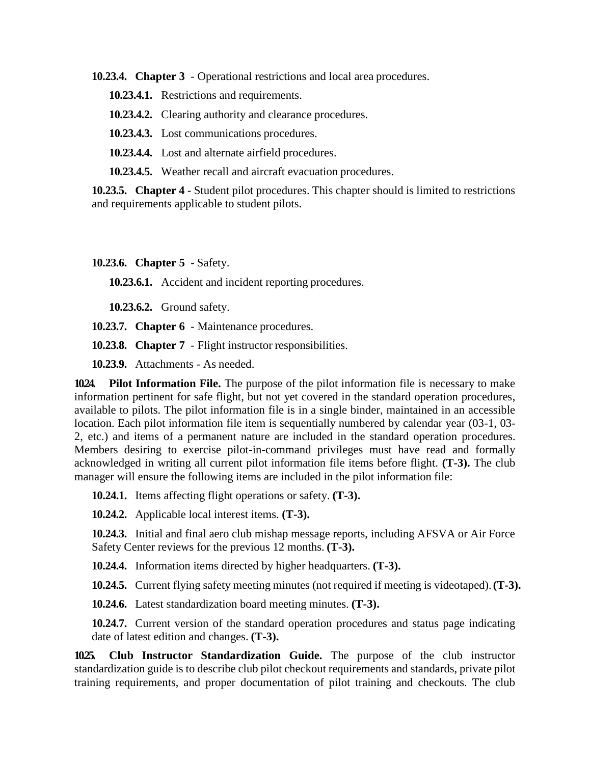**10.23.4. Chapter 3** - Operational restrictions and local area procedures.

**10.23.4.1.** Restrictions and requirements.

**10.23.4.2.** Clearing authority and clearance procedures.

**10.23.4.3.** Lost communications procedures.

**10.23.4.4.** Lost and alternate airfield procedures.

**10.23.4.5.** Weather recall and aircraft evacuation procedures.

**10.23.5. Chapter 4** - Student pilot procedures. This chapter should is limited to restrictions and requirements applicable to student pilots.

**10.23.6. Chapter 5** - Safety.

**10.23.6.1.** Accident and incident reporting procedures.

**10.23.6.2.** Ground safety.

**10.23.7. Chapter 6** - Maintenance procedures.

**10.23.8. Chapter 7** - Flight instructor responsibilities.

**10.23.9.** Attachments - As needed.

**10.24. Pilot Information File.** The purpose of the pilot information file is necessary to make information pertinent for safe flight, but not yet covered in the standard operation procedures, available to pilots. The pilot information file is in a single binder, maintained in an accessible location. Each pilot information file item is sequentially numbered by calendar year (03-1, 03-2, etc.) and items of a permanent nature are included in the standard operation procedures. Members desiring to exercise pilot-in-command privileges must have read and formally acknowledged in writing all current pilot information file items before flight. **(T-3).** The club manager will ensure the following items are included in the pilot information file:

**10.24.1.** Items affecting flight operations or safety. **(T-3).**

**10.24.2.** Applicable local interest items. **(T-3).**

**10.24.3.** Initial and final aero club mishap message reports, including AFSVA or Air Force Safety Center reviews for the previous 12 months. **(T-3).**

**10.24.4.** Information items directed by higher headquarters. **(T-3).**

**10.24.5.** Current flying safety meeting minutes (not required if meeting is videotaped). **(T-3).**

**10.24.6.** Latest standardization board meeting minutes. **(T-3).**

**10.24.7.** Current version of the standard operation procedures and status page indicating date of latest edition and changes. **(T-3).**

**10.25. Club Instructor Standardization Guide.** The purpose of the club instructor standardization guide is to describe club pilot checkout requirements and standards, private pilot training requirements, and proper documentation of pilot training and checkouts. The club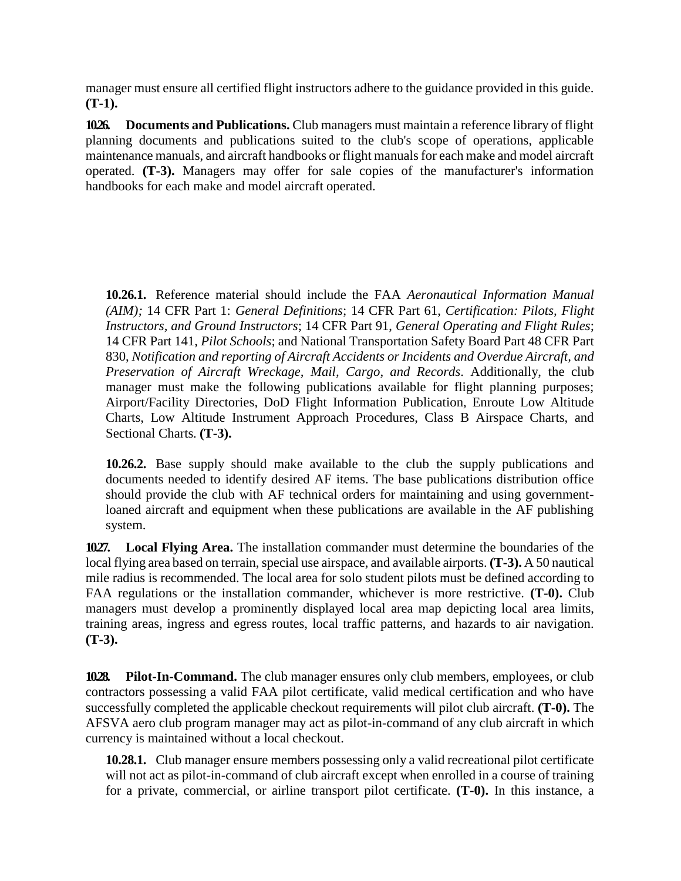manager must ensure all certified flight instructors adhere to the guidance provided in this guide. **(T-1).**

**10.26. Documents and Publications.** Club managers must maintain a reference library of flight planning documents and publications suited to the club's scope of operations, applicable maintenance manuals, and aircraft handbooks or flight manuals for each make and model aircraft operated. **(T-3).** Managers may offer for sale copies of the manufacturer's information handbooks for each make and model aircraft operated.

**10.26.1.** Reference material should include the FAA *Aeronautical Information Manual (AIM);* 14 CFR Part 1: *General Definitions*; 14 CFR Part 61, *Certification: Pilots, Flight Instructors, and Ground Instructors*; 14 CFR Part 91, *General Operating and Flight Rules*; 14 CFR Part 141, *Pilot Schools*; and National Transportation Safety Board Part 48 CFR Part 830, *Notification and reporting of Aircraft Accidents or Incidents and Overdue Aircraft, and Preservation of Aircraft Wreckage, Mail, Cargo, and Records*. Additionally, the club manager must make the following publications available for flight planning purposes; Airport/Facility Directories, DoD Flight Information Publication, Enroute Low Altitude Charts, Low Altitude Instrument Approach Procedures, Class B Airspace Charts, and Sectional Charts. **(T-3).**

**10.26.2.** Base supply should make available to the club the supply publications and documents needed to identify desired AF items. The base publications distribution office should provide the club with AF technical orders for maintaining and using government-loaned aircraft and equipment when these publications are available in the AF publishing system.

**10.27. Local Flying Area.** The installation commander must determine the boundaries of the local flying area based on terrain, special use airspace, and available airports. **(T-3).** A 50 nautical mile radius is recommended. The local area for solo student pilots must be defined according to FAA regulations or the installation commander, whichever is more restrictive. **(T-0).** Club managers must develop a prominently displayed local area map depicting local area limits, training areas, ingress and egress routes, local traffic patterns, and hazards to air navigation. **(T-3).**

**10.28. Pilot-In-Command.** The club manager ensures only club members, employees, or club contractors possessing a valid FAA pilot certificate, valid medical certification and who have successfully completed the applicable checkout requirements will pilot club aircraft. **(T-0).** The AFSVA aero club program manager may act as pilot-in-command of any club aircraft in which currency is maintained without a local checkout.

**10.28.1.** Club manager ensure members possessing only a valid recreational pilot certificate will not act as pilot-in-command of club aircraft except when enrolled in a course of training for a private, commercial, or airline transport pilot certificate. **(T-0).** In this instance, a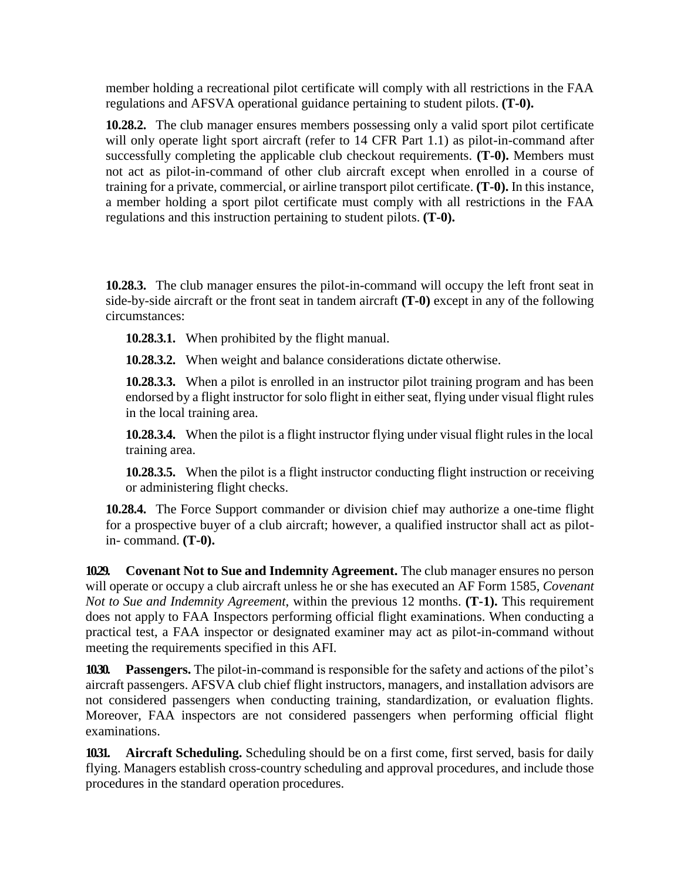member holding a recreational pilot certificate will comply with all restrictions in the FAA regulations and AFSVA operational guidance pertaining to student pilots. **(T-0).**

**10.28.2.** The club manager ensures members possessing only a valid sport pilot certificate will only operate light sport aircraft (refer to 14 CFR Part 1.1) as pilot-in-command after successfully completing the applicable club checkout requirements. **(T-0).** Members must not act as pilot-in-command of other club aircraft except when enrolled in a course of training for a private, commercial, or airline transport pilot certificate. **(T-0).** In this instance, a member holding a sport pilot certificate must comply with all restrictions in the FAA regulations and this instruction pertaining to student pilots. **(T-0).**

**10.28.3.** The club manager ensures the pilot-in-command will occupy the left front seat in side-by-side aircraft or the front seat in tandem aircraft **(T-0)** except in any of the following circumstances:

**10.28.3.1.** When prohibited by the flight manual.

**10.28.3.2.** When weight and balance considerations dictate otherwise.

**10.28.3.3.** When a pilot is enrolled in an instructor pilot training program and has been endorsed by a flight instructor for solo flight in either seat, flying under visual flight rules in the local training area.

**10.28.3.4.** When the pilot is a flight instructor flying under visual flight rules in the local training area.

**10.28.3.5.** When the pilot is a flight instructor conducting flight instruction or receiving or administering flight checks.

**10.28.4.** The Force Support commander or division chief may authorize a one-time flight for a prospective buyer of a club aircraft; however, a qualified instructor shall act as pilot-in- command. **(T-0).**

**10.29. Covenant Not to Sue and Indemnity Agreement.** The club manager ensures no person will operate or occupy a club aircraft unless he or she has executed an AF Form 1585, *Covenant Not to Sue and Indemnity Agreement*, within the previous 12 months. **(T-1).** This requirement does not apply to FAA Inspectors performing official flight examinations. When conducting a practical test, a FAA inspector or designated examiner may act as pilot-in-command without meeting the requirements specified in this AFI.

**10.30. Passengers.** The pilot-in-command is responsible for the safety and actions of the pilot's aircraft passengers. AFSVA club chief flight instructors, managers, and installation advisors are not considered passengers when conducting training, standardization, or evaluation flights. Moreover, FAA inspectors are not considered passengers when performing official flight examinations.

**10.31. Aircraft Scheduling.** Scheduling should be on a first come, first served, basis for daily flying. Managers establish cross-country scheduling and approval procedures, and include those procedures in the standard operation procedures.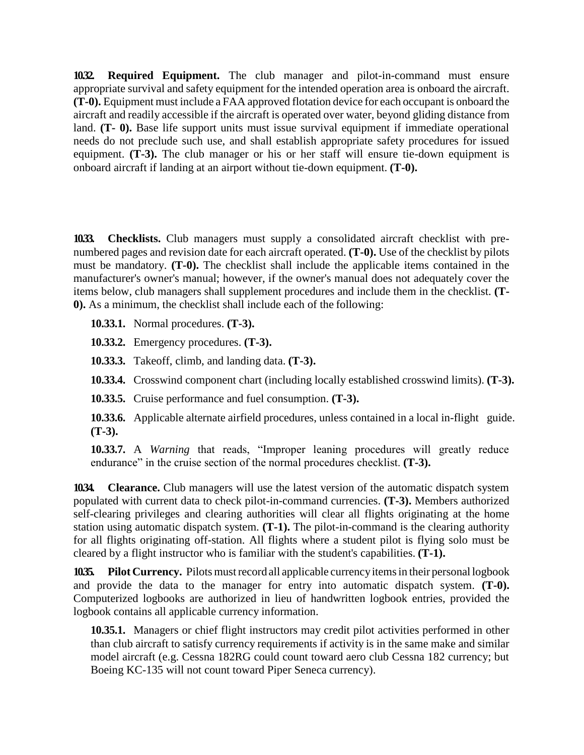**10.32. Required Equipment.** The club manager and pilot-in-command must ensure appropriate survival and safety equipment for the intended operation area is onboard the aircraft. **(T-0).** Equipment must include a FAA approved flotation device for each occupant is onboard the aircraft and readily accessible if the aircraft is operated over water, beyond gliding distance from land. **(T- 0).** Base life support units must issue survival equipment if immediate operational needs do not preclude such use, and shall establish appropriate safety procedures for issued equipment. **(T-3).** The club manager or his or her staff will ensure tie-down equipment is onboard aircraft if landing at an airport without tie-down equipment. **(T-0).**

**10.33. Checklists.** Club managers must supply a consolidated aircraft checklist with pre-numbered pages and revision date for each aircraft operated. **(T-0).** Use of the checklist by pilots must be mandatory. **(T-0).** The checklist shall include the applicable items contained in the manufacturer's owner's manual; however, if the owner's manual does not adequately cover the items below, club managers shall supplement procedures and include them in the checklist. **(T-0).** As a minimum, the checklist shall include each of the following:

**10.33.1.** Normal procedures. **(T-3).**

**10.33.2.** Emergency procedures. **(T-3).**

**10.33.3.** Takeoff, climb, and landing data. **(T-3).**

**10.33.4.** Crosswind component chart (including locally established crosswind limits). **(T-3).**

**10.33.5.** Cruise performance and fuel consumption. **(T-3).**

**10.33.6.** Applicable alternate airfield procedures, unless contained in a local in-flight guide. **(T-3).**

**10.33.7.** A *Warning* that reads, "Improper leaning procedures will greatly reduce endurance" in the cruise section of the normal procedures checklist. **(T-3).**

**10.34. Clearance.** Club managers will use the latest version of the automatic dispatch system populated with current data to check pilot-in-command currencies. **(T-3).** Members authorized self-clearing privileges and clearing authorities will clear all flights originating at the home station using automatic dispatch system. **(T-1).** The pilot-in-command is the clearing authority for all flights originating off-station. All flights where a student pilot is flying solo must be cleared by a flight instructor who is familiar with the student's capabilities. **(T-1).**

**10.35. Pilot Currency.** Pilots must record all applicable currency items in their personal logbook and provide the data to the manager for entry into automatic dispatch system. **(T-0).** Computerized logbooks are authorized in lieu of handwritten logbook entries, provided the logbook contains all applicable currency information.

**10.35.1.** Managers or chief flight instructors may credit pilot activities performed in other than club aircraft to satisfy currency requirements if activity is in the same make and similar model aircraft (e.g. Cessna 182RG could count toward aero club Cessna 182 currency; but Boeing KC-135 will not count toward Piper Seneca currency).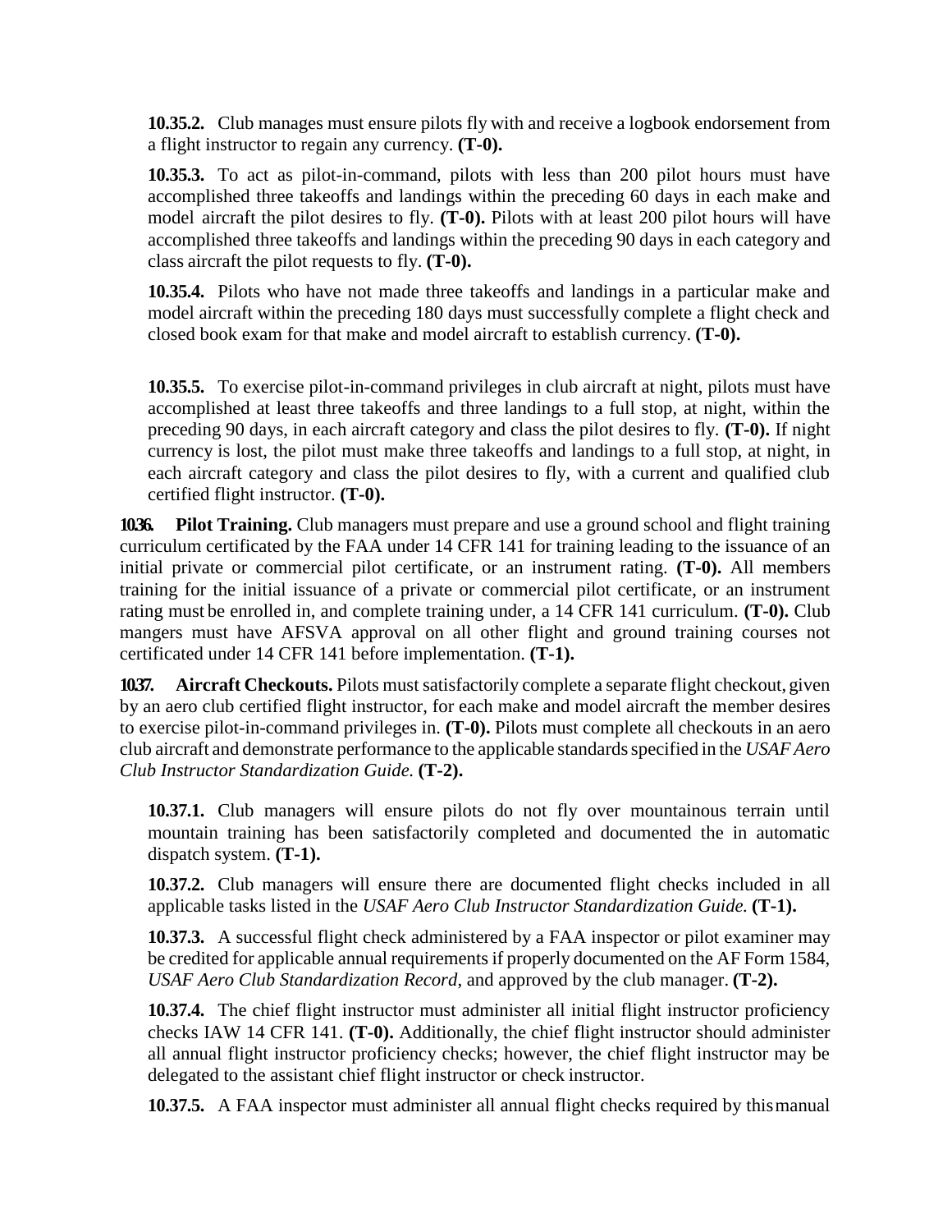**10.35.2.** Club manages must ensure pilots fly with and receive a logbook endorsement from a flight instructor to regain any currency. **(T-0).**

**10.35.3.** To act as pilot-in-command, pilots with less than 200 pilot hours must have accomplished three takeoffs and landings within the preceding 60 days in each make and model aircraft the pilot desires to fly. **(T-0).** Pilots with at least 200 pilot hours will have accomplished three takeoffs and landings within the preceding 90 days in each category and class aircraft the pilot requests to fly. **(T-0).**

**10.35.4.** Pilots who have not made three takeoffs and landings in a particular make and model aircraft within the preceding 180 days must successfully complete a flight check and closed book exam for that make and model aircraft to establish currency. **(T-0).**

**10.35.5.** To exercise pilot-in-command privileges in club aircraft at night, pilots must have accomplished at least three takeoffs and three landings to a full stop, at night, within the preceding 90 days, in each aircraft category and class the pilot desires to fly. **(T-0).** If night currency is lost, the pilot must make three takeoffs and landings to a full stop, at night, in each aircraft category and class the pilot desires to fly, with a current and qualified club certified flight instructor. **(T-0).**

**10.36. Pilot Training.** Club managers must prepare and use a ground school and flight training curriculum certificated by the FAA under 14 CFR 141 for training leading to the issuance of an initial private or commercial pilot certificate, or an instrument rating. **(T-0).** All members training for the initial issuance of a private or commercial pilot certificate, or an instrument rating must be enrolled in, and complete training under, a 14 CFR 141 curriculum. **(T-0).** Club mangers must have AFSVA approval on all other flight and ground training courses not certificated under 14 CFR 141 before implementation. **(T-1).**

**10.37. Aircraft Checkouts.** Pilots must satisfactorily complete a separate flight checkout, given by an aero club certified flight instructor, for each make and model aircraft the member desires to exercise pilot-in-command privileges in. **(T-0).** Pilots must complete all checkouts in an aero club aircraft and demonstrate performance to the applicable standards specified in the *USAF Aero Club Instructor Standardization Guide.* **(T-2).**

**10.37.1.** Club managers will ensure pilots do not fly over mountainous terrain until mountain training has been satisfactorily completed and documented the in automatic dispatch system. **(T-1).**

**10.37.2.** Club managers will ensure there are documented flight checks included in all applicable tasks listed in the *USAF Aero Club Instructor Standardization Guide.* **(T-1).**

**10.37.3.** A successful flight check administered by a FAA inspector or pilot examiner may be credited for applicable annual requirements if properly documented on the AF Form 1584, *USAF Aero Club Standardization Record,* and approved by the club manager. **(T-2).**

**10.37.4.** The chief flight instructor must administer all initial flight instructor proficiency checks IAW 14 CFR 141. **(T-0).** Additionally, the chief flight instructor should administer all annual flight instructor proficiency checks; however, the chief flight instructor may be delegated to the assistant chief flight instructor or check instructor.

**10.37.5.** A FAA inspector must administer all annual flight checks required by this manual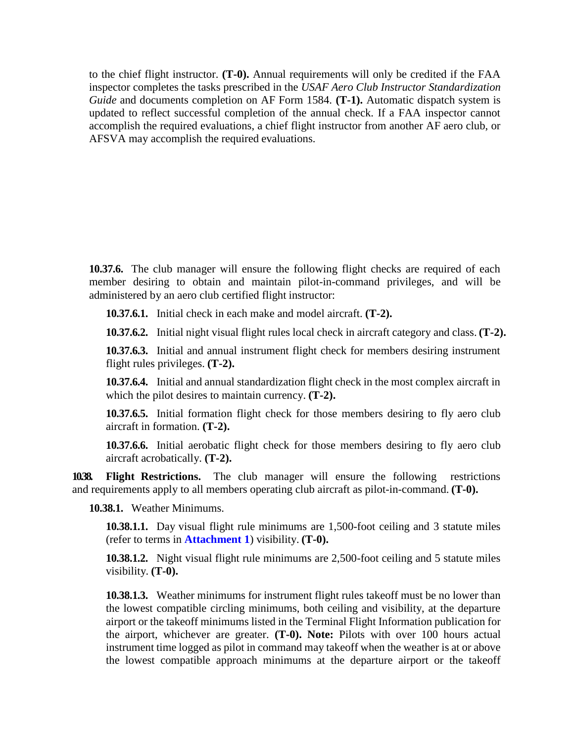to the chief flight instructor. **(T-0).** Annual requirements will only be credited if the FAA inspector completes the tasks prescribed in the *USAF Aero Club Instructor Standardization Guide* and documents completion on AF Form 1584. **(T-1).** Automatic dispatch system is updated to reflect successful completion of the annual check. If a FAA inspector cannot accomplish the required evaluations, a chief flight instructor from another AF aero club, or AFSVA may accomplish the required evaluations.

**10.37.6.** The club manager will ensure the following flight checks are required of each member desiring to obtain and maintain pilot-in-command privileges, and will be administered by an aero club certified flight instructor:

**10.37.6.1.** Initial check in each make and model aircraft. **(T-2).**

**10.37.6.2.** Initial night visual flight rules local check in aircraft category and class. **(T-2).**

**10.37.6.3.** Initial and annual instrument flight check for members desiring instrument flight rules privileges. **(T-2).**

**10.37.6.4.** Initial and annual standardization flight check in the most complex aircraft in which the pilot desires to maintain currency. **(T-2).**

**10.37.6.5.** Initial formation flight check for those members desiring to fly aero club aircraft in formation. **(T-2).**

**10.37.6.6.** Initial aerobatic flight check for those members desiring to fly aero club aircraft acrobatically. **(T-2).**

**10.38. Flight Restrictions.** The club manager will ensure the following restrictions and requirements apply to all members operating club aircraft as pilot-in-command. **(T-0).**

**10.38.1.** Weather Minimums.

**10.38.1.1.** Day visual flight rule minimums are 1,500-foot ceiling and 3 statute miles (refer to terms in **Attachment 1**) visibility. **(T-0).**

**10.38.1.2.** Night visual flight rule minimums are 2,500-foot ceiling and 5 statute miles visibility. **(T-0).**

**10.38.1.3.** Weather minimums for instrument flight rules takeoff must be no lower than the lowest compatible circling minimums, both ceiling and visibility, at the departure airport or the takeoff minimums listed in the Terminal Flight Information publication for the airport, whichever are greater. **(T-0). Note:** Pilots with over 100 hours actual instrument time logged as pilot in command may takeoff when the weather is at or above the lowest compatible approach minimums at the departure airport or the takeoff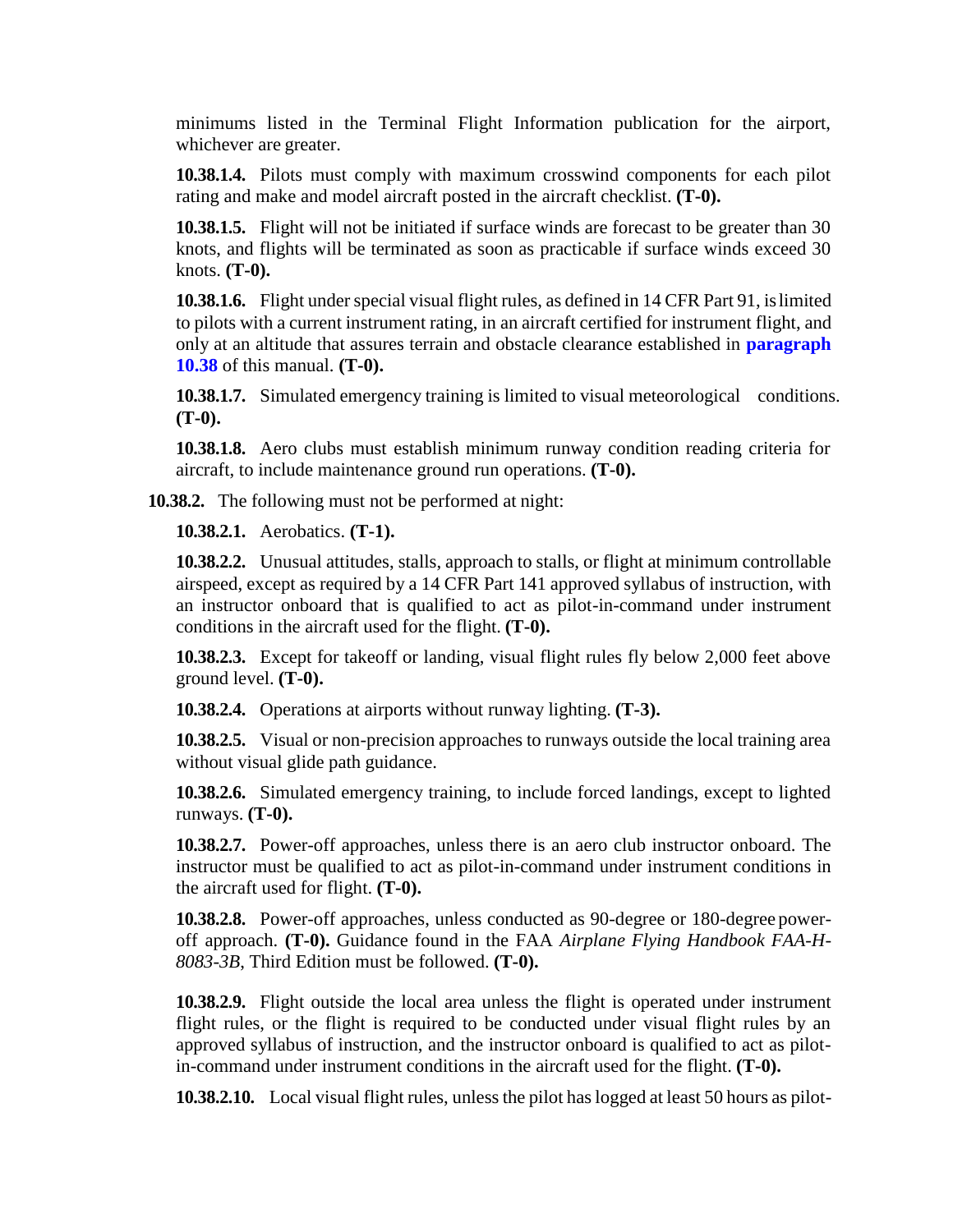minimums listed in the Terminal Flight Information publication for the airport, whichever are greater.

**10.38.1.4.** Pilots must comply with maximum crosswind components for each pilot rating and make and model aircraft posted in the aircraft checklist. **(T-0).**

**10.38.1.5.** Flight will not be initiated if surface winds are forecast to be greater than 30 knots, and flights will be terminated as soon as practicable if surface winds exceed 30 knots. **(T-0).**

**10.38.1.6.** Flight under special visual flight rules, as defined in 14 CFR Part 91, is limited to pilots with a current instrument rating, in an aircraft certified for instrument flight, and only at an altitude that assures terrain and obstacle clearance established in **paragraph 10.38** of this manual. **(T-0).**

**10.38.1.7.** Simulated emergency training is limited to visual meteorological conditions. **(T-0).**

**10.38.1.8.** Aero clubs must establish minimum runway condition reading criteria for aircraft, to include maintenance ground run operations. **(T-0).**

**10.38.2.** The following must not be performed at night:

**10.38.2.1.** Aerobatics. **(T-1).**

**10.38.2.2.** Unusual attitudes, stalls, approach to stalls, or flight at minimum controllable airspeed, except as required by a 14 CFR Part 141 approved syllabus of instruction, with an instructor onboard that is qualified to act as pilot-in-command under instrument conditions in the aircraft used for the flight. **(T-0).**

**10.38.2.3.** Except for takeoff or landing, visual flight rules fly below 2,000 feet above ground level. **(T-0).**

**10.38.2.4.** Operations at airports without runway lighting. **(T-3).**

**10.38.2.5.** Visual or non-precision approaches to runways outside the local training area without visual glide path guidance.

**10.38.2.6.** Simulated emergency training, to include forced landings, except to lighted runways. **(T-0).**

**10.38.2.7.** Power-off approaches, unless there is an aero club instructor onboard. The instructor must be qualified to act as pilot-in-command under instrument conditions in the aircraft used for flight. **(T-0).**

**10.38.2.8.** Power-off approaches, unless conducted as 90-degree or 180-degree power-off approach. **(T-0).** Guidance found in the FAA *Airplane Flying Handbook FAA-H-8083-3B*, Third Edition must be followed. **(T-0).**

**10.38.2.9.** Flight outside the local area unless the flight is operated under instrument flight rules, or the flight is required to be conducted under visual flight rules by an approved syllabus of instruction, and the instructor onboard is qualified to act as pilot-in-command under instrument conditions in the aircraft used for the flight. **(T-0).**

**10.38.2.10.** Local visual flight rules, unless the pilot has logged at least 50 hours as pilot-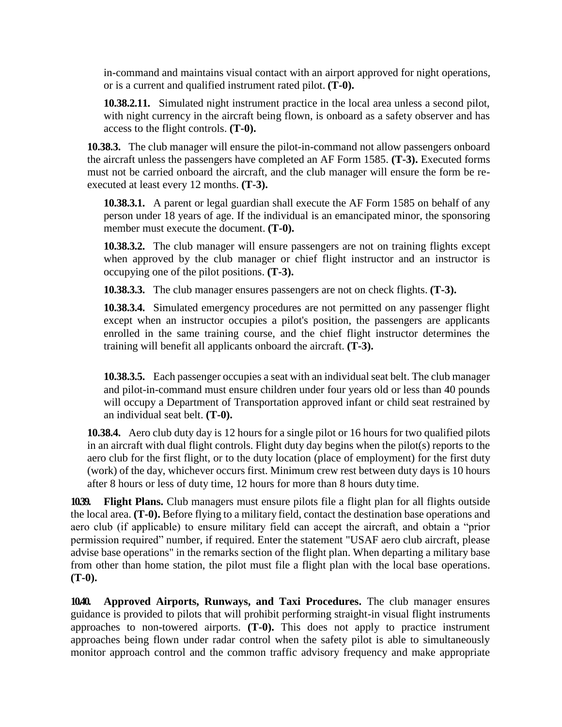in-command and maintains visual contact with an airport approved for night operations, or is a current and qualified instrument rated pilot. **(T-0).**

**10.38.2.11.** Simulated night instrument practice in the local area unless a second pilot, with night currency in the aircraft being flown, is onboard as a safety observer and has access to the flight controls. **(T-0).**

**10.38.3.** The club manager will ensure the pilot-in-command not allow passengers onboard the aircraft unless the passengers have completed an AF Form 1585. **(T-3).** Executed forms must not be carried onboard the aircraft, and the club manager will ensure the form be re-executed at least every 12 months. **(T-3).**

**10.38.3.1.** A parent or legal guardian shall execute the AF Form 1585 on behalf of any person under 18 years of age. If the individual is an emancipated minor, the sponsoring member must execute the document. **(T-0).**

**10.38.3.2.** The club manager will ensure passengers are not on training flights except when approved by the club manager or chief flight instructor and an instructor is occupying one of the pilot positions. **(T-3).**

**10.38.3.3.** The club manager ensures passengers are not on check flights. **(T-3).**

**10.38.3.4.** Simulated emergency procedures are not permitted on any passenger flight except when an instructor occupies a pilot's position, the passengers are applicants enrolled in the same training course, and the chief flight instructor determines the training will benefit all applicants onboard the aircraft. **(T-3).**

**10.38.3.5.** Each passenger occupies a seat with an individual seat belt. The club manager and pilot-in-command must ensure children under four years old or less than 40 pounds will occupy a Department of Transportation approved infant or child seat restrained by an individual seat belt. **(T-0).**

**10.38.4.** Aero club duty day is 12 hours for a single pilot or 16 hours for two qualified pilots in an aircraft with dual flight controls. Flight duty day begins when the pilot(s) reports to the aero club for the first flight, or to the duty location (place of employment) for the first duty (work) of the day, whichever occurs first. Minimum crew rest between duty days is 10 hours after 8 hours or less of duty time, 12 hours for more than 8 hours duty time.

**10.39. Flight Plans.** Club managers must ensure pilots file a flight plan for all flights outside the local area. **(T-0).** Before flying to a military field, contact the destination base operations and aero club (if applicable) to ensure military field can accept the aircraft, and obtain a "prior permission required" number, if required. Enter the statement "USAF aero club aircraft, please advise base operations" in the remarks section of the flight plan. When departing a military base from other than home station, the pilot must file a flight plan with the local base operations. **(T-0).**

**10.40. Approved Airports, Runways, and Taxi Procedures.** The club manager ensures guidance is provided to pilots that will prohibit performing straight-in visual flight instruments approaches to non-towered airports. **(T-0).** This does not apply to practice instrument approaches being flown under radar control when the safety pilot is able to simultaneously monitor approach control and the common traffic advisory frequency and make appropriate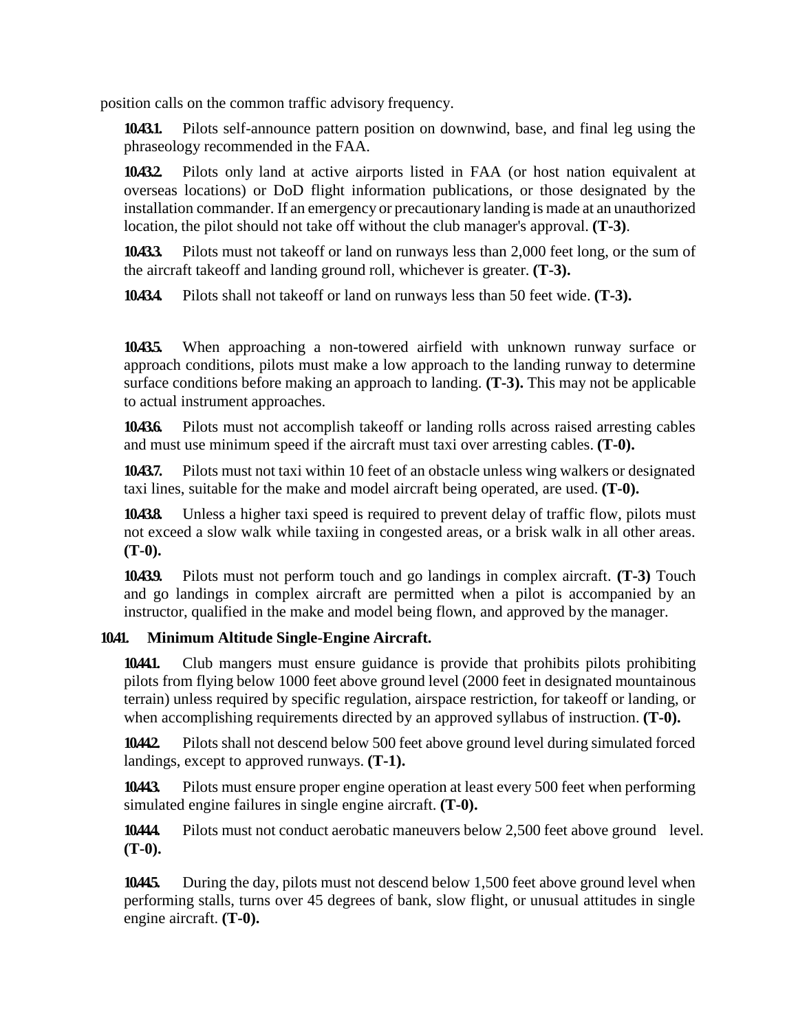position calls on the common traffic advisory frequency.

**10.43.1.** Pilots self-announce pattern position on downwind, base, and final leg using the phraseology recommended in the FAA.

**10.43.2.** Pilots only land at active airports listed in FAA (or host nation equivalent at overseas locations) or DoD flight information publications, or those designated by the installation commander. If an emergency or precautionary landing is made at an unauthorized location, the pilot should not take off without the club manager's approval. **(T-3)**.

**10.43.3.** Pilots must not takeoff or land on runways less than 2,000 feet long, or the sum of the aircraft takeoff and landing ground roll, whichever is greater. **(T-3).**

**10.43.4.** Pilots shall not takeoff or land on runways less than 50 feet wide. **(T-3).**

**10.43.5.** When approaching a non-towered airfield with unknown runway surface or approach conditions, pilots must make a low approach to the landing runway to determine surface conditions before making an approach to landing. **(T-3).** This may not be applicable to actual instrument approaches.

**10.43.6.** Pilots must not accomplish takeoff or landing rolls across raised arresting cables and must use minimum speed if the aircraft must taxi over arresting cables. **(T-0).**

**10.43.7.** Pilots must not taxi within 10 feet of an obstacle unless wing walkers or designated taxi lines, suitable for the make and model aircraft being operated, are used. **(T-0).**

**10.43.8.** Unless a higher taxi speed is required to prevent delay of traffic flow, pilots must not exceed a slow walk while taxiing in congested areas, or a brisk walk in all other areas. **(T-0).**

**10.43.9.** Pilots must not perform touch and go landings in complex aircraft. **(T-3)** Touch and go landings in complex aircraft are permitted when a pilot is accompanied by an instructor, qualified in the make and model being flown, and approved by the manager.

**10.41. Minimum Altitude Single-Engine Aircraft.**

**10.44.1.** Club mangers must ensure guidance is provide that prohibits pilots prohibiting pilots from flying below 1000 feet above ground level (2000 feet in designated mountainous terrain) unless required by specific regulation, airspace restriction, for takeoff or landing, or when accomplishing requirements directed by an approved syllabus of instruction. **(T-0).**

**10.44.2.** Pilots shall not descend below 500 feet above ground level during simulated forced landings, except to approved runways. **(T-1).**

**10.44.3.** Pilots must ensure proper engine operation at least every 500 feet when performing simulated engine failures in single engine aircraft. **(T-0).**

**10.44.4.** Pilots must not conduct aerobatic maneuvers below 2,500 feet above ground level. **(T-0).**

**10.44.5.** During the day, pilots must not descend below 1,500 feet above ground level when performing stalls, turns over 45 degrees of bank, slow flight, or unusual attitudes in single engine aircraft. **(T-0).**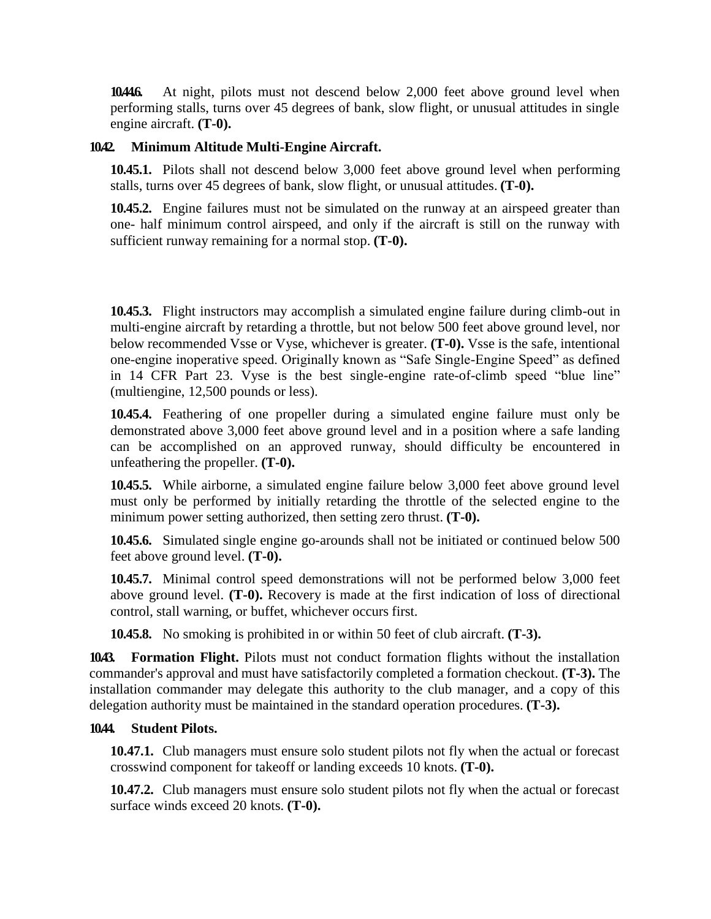**10.44.6.** At night, pilots must not descend below 2,000 feet above ground level when performing stalls, turns over 45 degrees of bank, slow flight, or unusual attitudes in single engine aircraft. **(T-0).**

**10.42. Minimum Altitude Multi-Engine Aircraft.**

**10.45.1.** Pilots shall not descend below 3,000 feet above ground level when performing stalls, turns over 45 degrees of bank, slow flight, or unusual attitudes. **(T-0).**

**10.45.2.** Engine failures must not be simulated on the runway at an airspeed greater than one- half minimum control airspeed, and only if the aircraft is still on the runway with sufficient runway remaining for a normal stop. **(T-0).**

**10.45.3.** Flight instructors may accomplish a simulated engine failure during climb-out in multi-engine aircraft by retarding a throttle, but not below 500 feet above ground level, nor below recommended Vsse or Vyse, whichever is greater. **(T-0).** Vsse is the safe, intentional one-engine inoperative speed. Originally known as "Safe Single-Engine Speed" as defined in 14 CFR Part 23. Vyse is the best single-engine rate-of-climb speed "blue line" (multiengine, 12,500 pounds or less).

**10.45.4.** Feathering of one propeller during a simulated engine failure must only be demonstrated above 3,000 feet above ground level and in a position where a safe landing can be accomplished on an approved runway, should difficulty be encountered in unfeathering the propeller. **(T-0).**

**10.45.5.** While airborne, a simulated engine failure below 3,000 feet above ground level must only be performed by initially retarding the throttle of the selected engine to the minimum power setting authorized, then setting zero thrust. **(T-0).**

**10.45.6.** Simulated single engine go-arounds shall not be initiated or continued below 500 feet above ground level. **(T-0).**

**10.45.7.** Minimal control speed demonstrations will not be performed below 3,000 feet above ground level. **(T-0).** Recovery is made at the first indication of loss of directional control, stall warning, or buffet, whichever occurs first.

**10.45.8.** No smoking is prohibited in or within 50 feet of club aircraft. **(T-3).**

**10.43. Formation Flight.** Pilots must not conduct formation flights without the installation commander's approval and must have satisfactorily completed a formation checkout. **(T-3).** The installation commander may delegate this authority to the club manager, and a copy of this delegation authority must be maintained in the standard operation procedures. **(T-3).**

**10.44. Student Pilots.**

**10.47.1.** Club managers must ensure solo student pilots not fly when the actual or forecast crosswind component for takeoff or landing exceeds 10 knots. **(T-0).**

**10.47.2.** Club managers must ensure solo student pilots not fly when the actual or forecast surface winds exceed 20 knots. **(T-0).**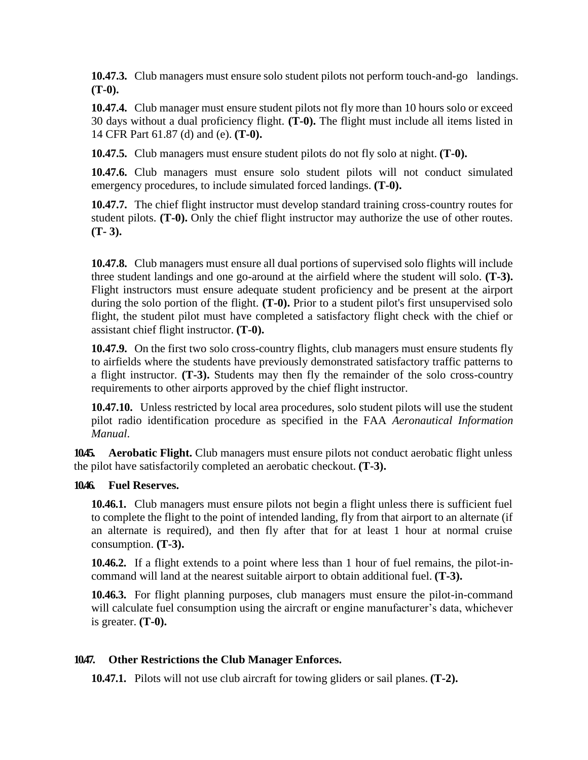**10.47.3.** Club managers must ensure solo student pilots not perform touch-and-go landings. **(T-0).**

**10.47.4.** Club manager must ensure student pilots not fly more than 10 hours solo or exceed 30 days without a dual proficiency flight. **(T-0).** The flight must include all items listed in 14 CFR Part 61.87 (d) and (e). **(T-0).**

**10.47.5.** Club managers must ensure student pilots do not fly solo at night. **(T-0).**

**10.47.6.** Club managers must ensure solo student pilots will not conduct simulated emergency procedures, to include simulated forced landings. **(T-0).**

**10.47.7.** The chief flight instructor must develop standard training cross-country routes for student pilots. **(T-0).** Only the chief flight instructor may authorize the use of other routes. **(T- 3).**

**10.47.8.** Club managers must ensure all dual portions of supervised solo flights will include three student landings and one go-around at the airfield where the student will solo. **(T-3).** Flight instructors must ensure adequate student proficiency and be present at the airport during the solo portion of the flight. **(T-0).** Prior to a student pilot's first unsupervised solo flight, the student pilot must have completed a satisfactory flight check with the chief or assistant chief flight instructor. **(T-0).**

**10.47.9.** On the first two solo cross-country flights, club managers must ensure students fly to airfields where the students have previously demonstrated satisfactory traffic patterns to a flight instructor. **(T-3).** Students may then fly the remainder of the solo cross-country requirements to other airports approved by the chief flight instructor.

**10.47.10.** Unless restricted by local area procedures, solo student pilots will use the student pilot radio identification procedure as specified in the FAA *Aeronautical Information Manual*.

**10.45. Aerobatic Flight.** Club managers must ensure pilots not conduct aerobatic flight unless the pilot have satisfactorily completed an aerobatic checkout. **(T-3).**

**10.46. Fuel Reserves.**

**10.46.1.** Club managers must ensure pilots not begin a flight unless there is sufficient fuel to complete the flight to the point of intended landing, fly from that airport to an alternate (if an alternate is required), and then fly after that for at least 1 hour at normal cruise consumption. **(T-3).**

**10.46.2.** If a flight extends to a point where less than 1 hour of fuel remains, the pilot-in-command will land at the nearest suitable airport to obtain additional fuel. **(T-3).**

**10.46.3.** For flight planning purposes, club managers must ensure the pilot-in-command will calculate fuel consumption using the aircraft or engine manufacturer's data, whichever is greater. **(T-0).**

**10.47. Other Restrictions the Club Manager Enforces.**

**10.47.1.** Pilots will not use club aircraft for towing gliders or sail planes. **(T-2).**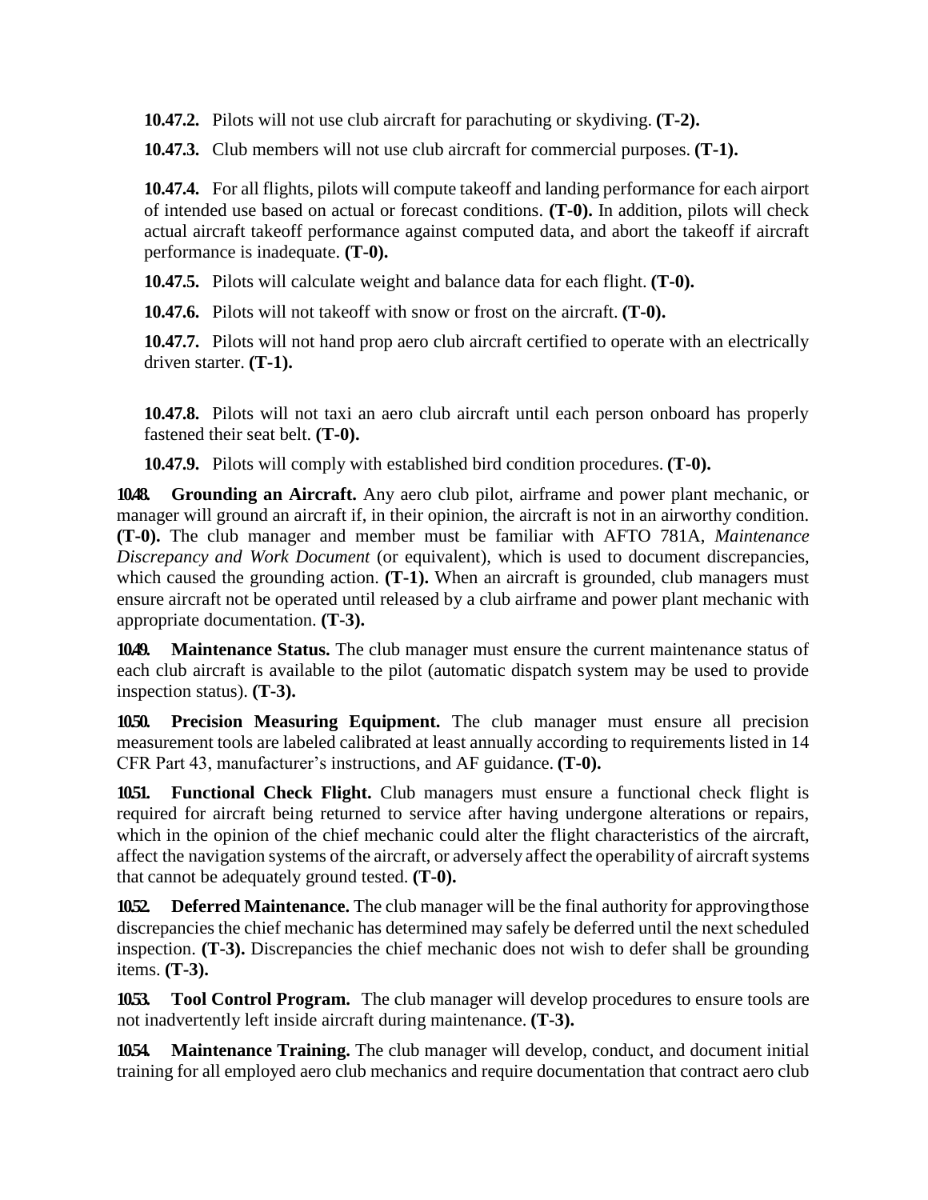**10.47.2.** Pilots will not use club aircraft for parachuting or skydiving. **(T-2).**

**10.47.3.** Club members will not use club aircraft for commercial purposes. **(T-1).**

**10.47.4.** For all flights, pilots will compute takeoff and landing performance for each airport of intended use based on actual or forecast conditions. **(T-0).** In addition, pilots will check actual aircraft takeoff performance against computed data, and abort the takeoff if aircraft performance is inadequate. **(T-0).**

**10.47.5.** Pilots will calculate weight and balance data for each flight. **(T-0).**

**10.47.6.** Pilots will not takeoff with snow or frost on the aircraft. **(T-0).**

**10.47.7.** Pilots will not hand prop aero club aircraft certified to operate with an electrically driven starter. **(T-1).**

**10.47.8.** Pilots will not taxi an aero club aircraft until each person onboard has properly fastened their seat belt. **(T-0).**

**10.47.9.** Pilots will comply with established bird condition procedures. **(T-0).**

**10.48. Grounding an Aircraft.** Any aero club pilot, airframe and power plant mechanic, or manager will ground an aircraft if, in their opinion, the aircraft is not in an airworthy condition. **(T-0).** The club manager and member must be familiar with AFTO 781A, *Maintenance Discrepancy and Work Document* (or equivalent), which is used to document discrepancies, which caused the grounding action. **(T-1).** When an aircraft is grounded, club managers must ensure aircraft not be operated until released by a club airframe and power plant mechanic with appropriate documentation. **(T-3).**

**10.49. Maintenance Status.** The club manager must ensure the current maintenance status of each club aircraft is available to the pilot (automatic dispatch system may be used to provide inspection status). **(T-3).**

**10.50. Precision Measuring Equipment.** The club manager must ensure all precision measurement tools are labeled calibrated at least annually according to requirements listed in 14 CFR Part 43, manufacturer's instructions, and AF guidance. **(T-0).**

**10.51. Functional Check Flight.** Club managers must ensure a functional check flight is required for aircraft being returned to service after having undergone alterations or repairs, which in the opinion of the chief mechanic could alter the flight characteristics of the aircraft, affect the navigation systems of the aircraft, or adversely affect the operability of aircraft systems that cannot be adequately ground tested. **(T-0).**

**10.52. Deferred Maintenance.** The club manager will be the final authority for approving those discrepancies the chief mechanic has determined may safely be deferred until the next scheduled inspection. **(T-3).** Discrepancies the chief mechanic does not wish to defer shall be grounding items. **(T-3).**

**10.53. Tool Control Program.** The club manager will develop procedures to ensure tools are not inadvertently left inside aircraft during maintenance. **(T-3).**

**10.54. Maintenance Training.** The club manager will develop, conduct, and document initial training for all employed aero club mechanics and require documentation that contract aero club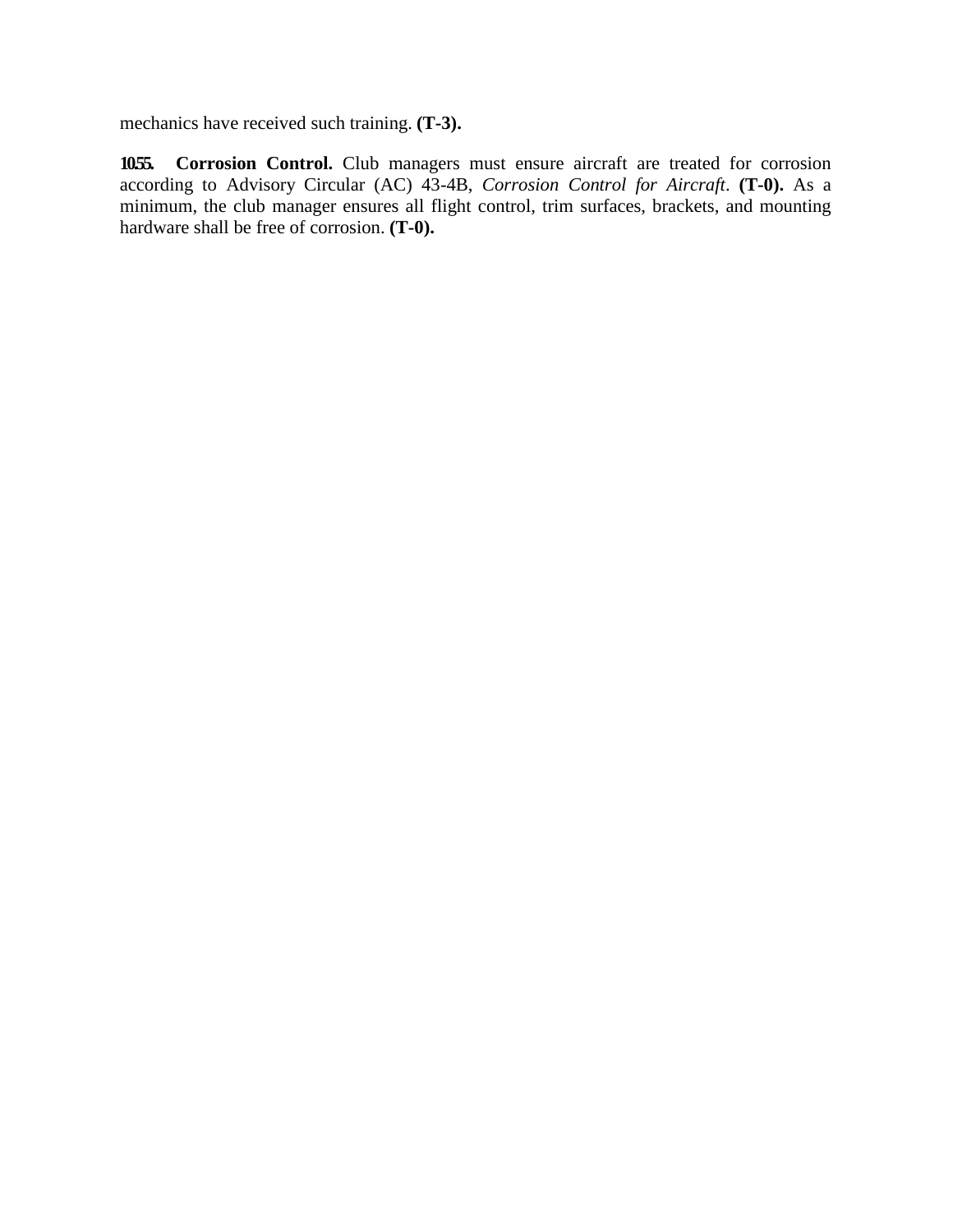mechanics have received such training. **(T-3).**

**10.55. Corrosion Control.** Club managers must ensure aircraft are treated for corrosion according to Advisory Circular (AC) 43-4B, *Corrosion Control for Aircraft*. **(T-0).** As a minimum, the club manager ensures all flight control, trim surfaces, brackets, and mounting hardware shall be free of corrosion. **(T-0).**